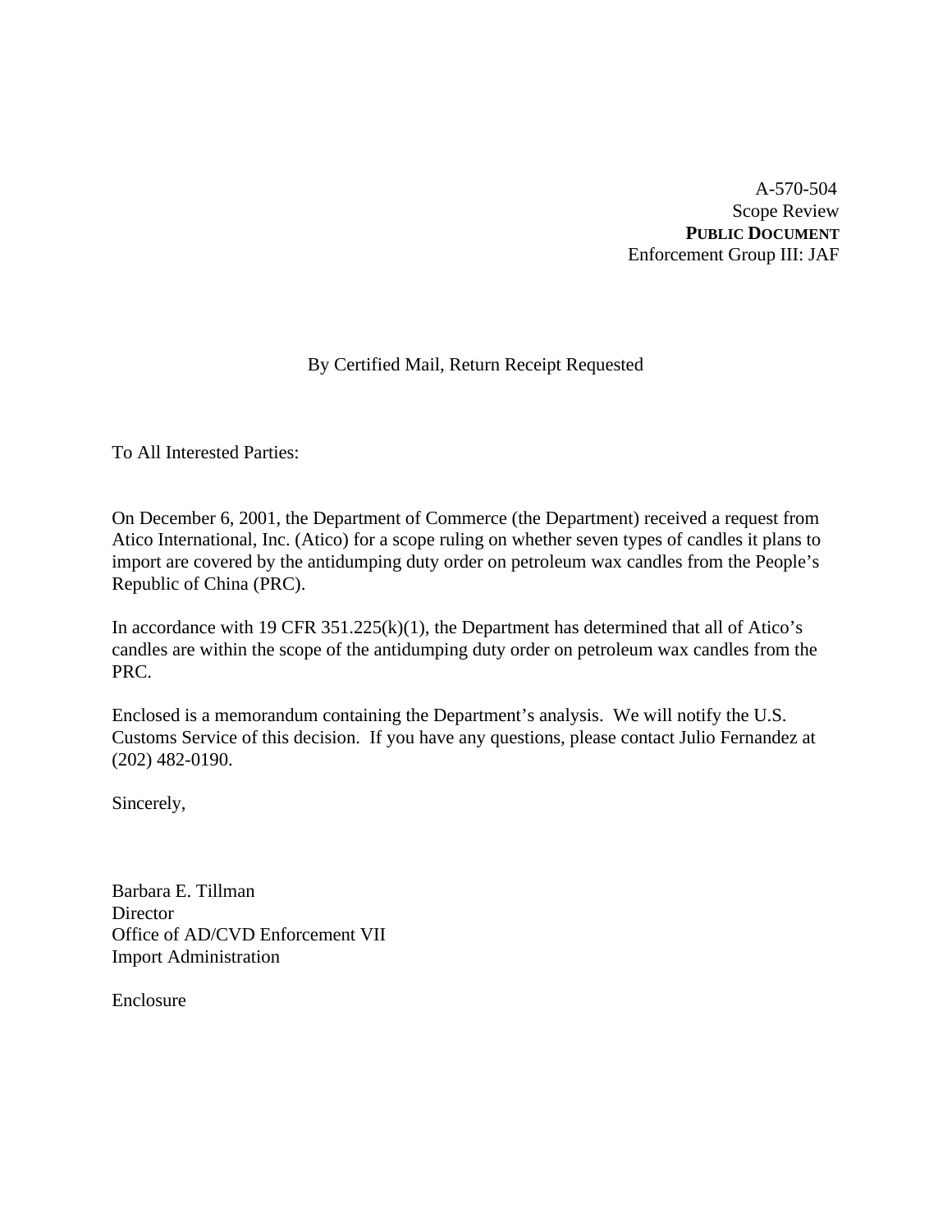A-570-504
Scope Review
**PUBLIC DOCUMENT**
Enforcement Group III: JAF

By Certified Mail, Return Receipt Requested

To All Interested Parties:

On December 6, 2001, the Department of Commerce (the Department) received a request from Atico International, Inc. (Atico) for a scope ruling on whether seven types of candles it plans to import are covered by the antidumping duty order on petroleum wax candles from the People's Republic of China (PRC).

In accordance with 19 CFR 351.225(k)(1), the Department has determined that all of Atico's candles are within the scope of the antidumping duty order on petroleum wax candles from the PRC.

Enclosed is a memorandum containing the Department's analysis. We will notify the U.S. Customs Service of this decision. If you have any questions, please contact Julio Fernandez at (202) 482-0190.

Sincerely,

Barbara E. Tillman
Director
Office of AD/CVD Enforcement VII
Import Administration

Enclosure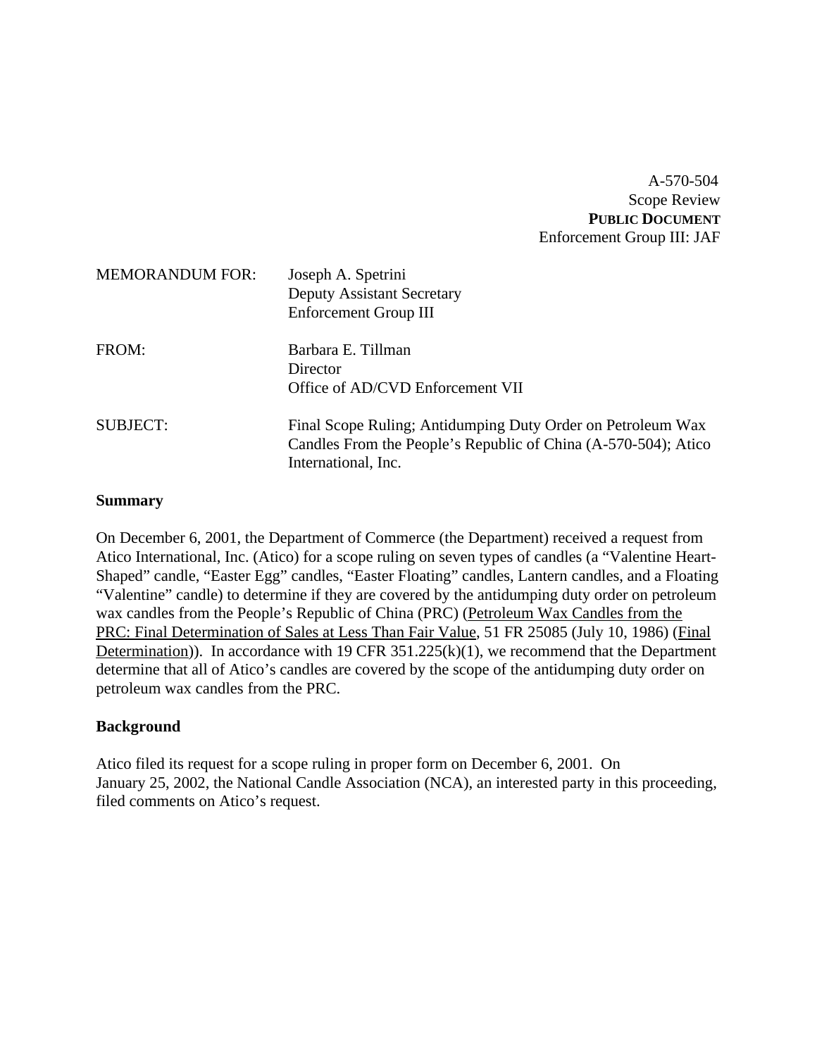A-570-504
Scope Review
**PUBLIC DOCUMENT**
Enforcement Group III: JAF

| | |
|---|---|
| MEMORANDUM FOR: | Joseph A. Spetrini<br>Deputy Assistant Secretary<br>Enforcement Group III |
| FROM: | Barbara E. Tillman<br>Director<br>Office of AD/CVD Enforcement VII |
| SUBJECT: | Final Scope Ruling; Antidumping Duty Order on Petroleum Wax Candles From the People's Republic of China (A-570-504); Atico International, Inc. |

**Summary**

On December 6, 2001, the Department of Commerce (the Department) received a request from Atico International, Inc. (Atico) for a scope ruling on seven types of candles (a "Valentine Heart-Shaped" candle, "Easter Egg" candles, "Easter Floating" candles, Lantern candles, and a Floating "Valentine" candle) to determine if they are covered by the antidumping duty order on petroleum wax candles from the People's Republic of China (PRC) (Petroleum Wax Candles from the PRC: Final Determination of Sales at Less Than Fair Value, 51 FR 25085 (July 10, 1986) (Final Determination)). In accordance with 19 CFR 351.225(k)(1), we recommend that the Department determine that all of Atico's candles are covered by the scope of the antidumping duty order on petroleum wax candles from the PRC.

**Background**

Atico filed its request for a scope ruling in proper form on December 6, 2001. On January 25, 2002, the National Candle Association (NCA), an interested party in this proceeding, filed comments on Atico's request.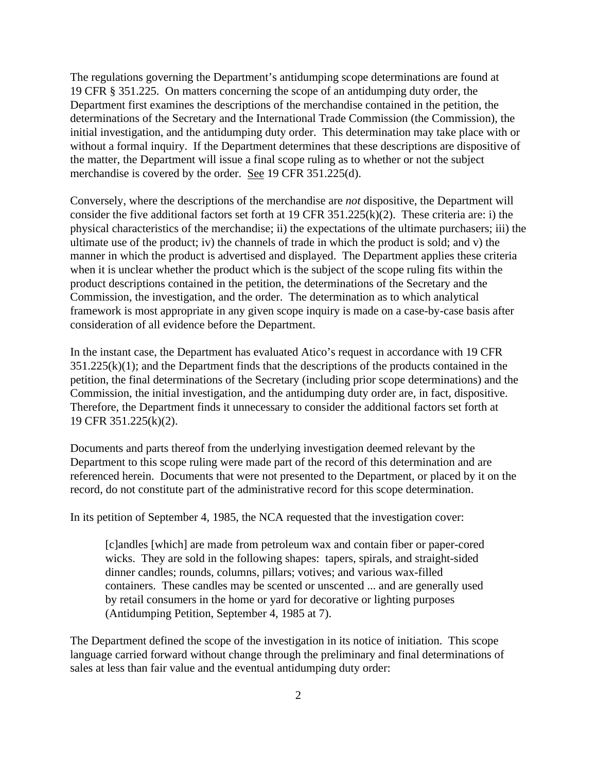The regulations governing the Department's antidumping scope determinations are found at 19 CFR § 351.225. On matters concerning the scope of an antidumping duty order, the Department first examines the descriptions of the merchandise contained in the petition, the determinations of the Secretary and the International Trade Commission (the Commission), the initial investigation, and the antidumping duty order. This determination may take place with or without a formal inquiry. If the Department determines that these descriptions are dispositive of the matter, the Department will issue a final scope ruling as to whether or not the subject merchandise is covered by the order. See 19 CFR 351.225(d).

Conversely, where the descriptions of the merchandise are *not* dispositive, the Department will consider the five additional factors set forth at 19 CFR 351.225(k)(2). These criteria are: i) the physical characteristics of the merchandise; ii) the expectations of the ultimate purchasers; iii) the ultimate use of the product; iv) the channels of trade in which the product is sold; and v) the manner in which the product is advertised and displayed. The Department applies these criteria when it is unclear whether the product which is the subject of the scope ruling fits within the product descriptions contained in the petition, the determinations of the Secretary and the Commission, the investigation, and the order. The determination as to which analytical framework is most appropriate in any given scope inquiry is made on a case-by-case basis after consideration of all evidence before the Department.

In the instant case, the Department has evaluated Atico's request in accordance with 19 CFR 351.225(k)(1); and the Department finds that the descriptions of the products contained in the petition, the final determinations of the Secretary (including prior scope determinations) and the Commission, the initial investigation, and the antidumping duty order are, in fact, dispositive. Therefore, the Department finds it unnecessary to consider the additional factors set forth at 19 CFR 351.225(k)(2).

Documents and parts thereof from the underlying investigation deemed relevant by the Department to this scope ruling were made part of the record of this determination and are referenced herein. Documents that were not presented to the Department, or placed by it on the record, do not constitute part of the administrative record for this scope determination.

In its petition of September 4, 1985, the NCA requested that the investigation cover:

> [c]andles [which] are made from petroleum wax and contain fiber or paper-cored wicks. They are sold in the following shapes: tapers, spirals, and straight-sided dinner candles; rounds, columns, pillars; votives; and various wax-filled containers. These candles may be scented or unscented ... and are generally used by retail consumers in the home or yard for decorative or lighting purposes (Antidumping Petition, September 4, 1985 at 7).

The Department defined the scope of the investigation in its notice of initiation. This scope language carried forward without change through the preliminary and final determinations of sales at less than fair value and the eventual antidumping duty order: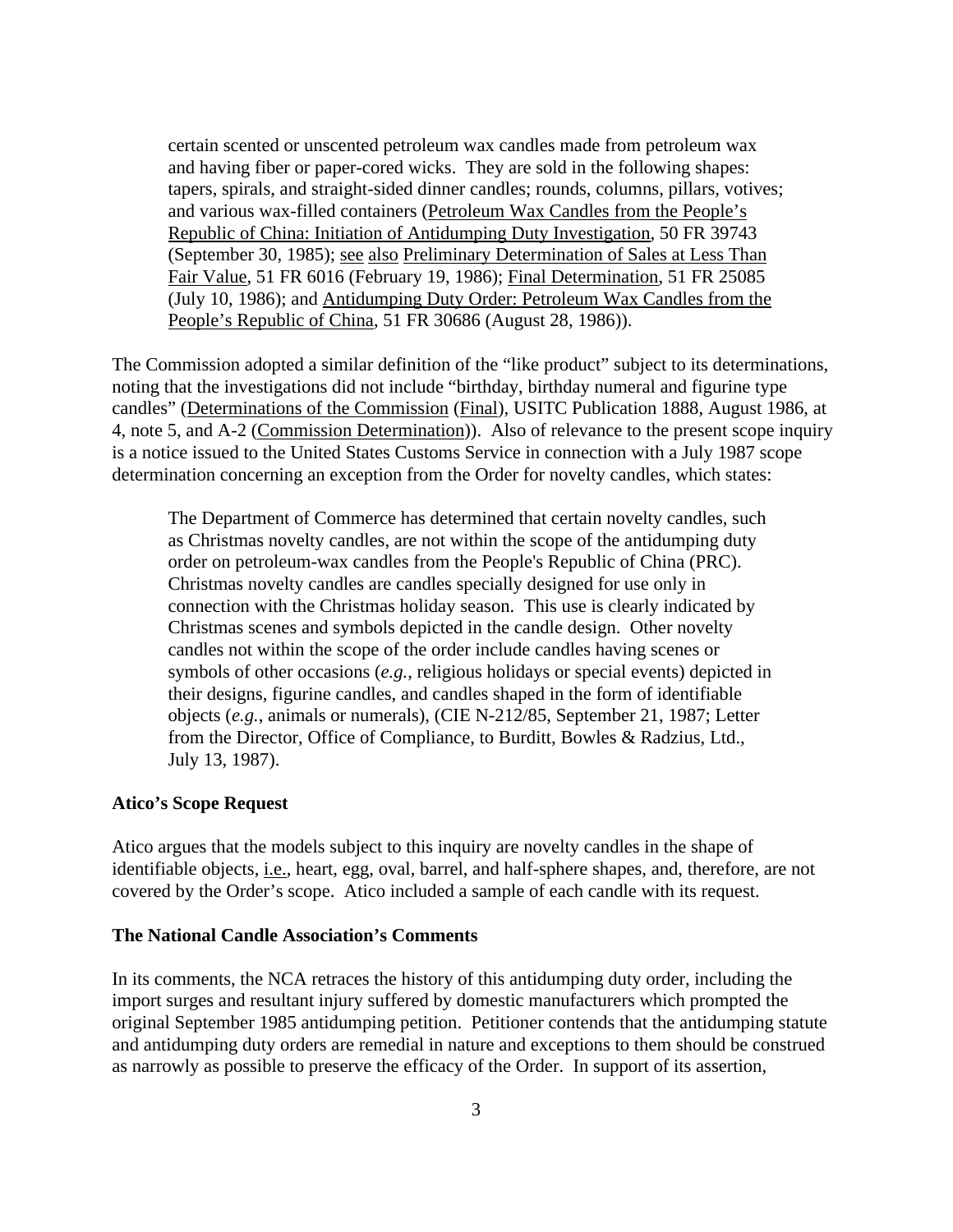> certain scented or unscented petroleum wax candles made from petroleum wax and having fiber or paper-cored wicks. They are sold in the following shapes: tapers, spirals, and straight-sided dinner candles; rounds, columns, pillars, votives; and various wax-filled containers (Petroleum Wax Candles from the People's Republic of China: Initiation of Antidumping Duty Investigation, 50 FR 39743 (September 30, 1985); see also Preliminary Determination of Sales at Less Than Fair Value, 51 FR 6016 (February 19, 1986); Final Determination, 51 FR 25085 (July 10, 1986); and Antidumping Duty Order: Petroleum Wax Candles from the People's Republic of China, 51 FR 30686 (August 28, 1986)).

The Commission adopted a similar definition of the "like product" subject to its determinations, noting that the investigations did not include "birthday, birthday numeral and figurine type candles" (Determinations of the Commission (Final), USITC Publication 1888, August 1986, at 4, note 5, and A-2 (Commission Determination)). Also of relevance to the present scope inquiry is a notice issued to the United States Customs Service in connection with a July 1987 scope determination concerning an exception from the Order for novelty candles, which states:

> The Department of Commerce has determined that certain novelty candles, such as Christmas novelty candles, are not within the scope of the antidumping duty order on petroleum-wax candles from the People's Republic of China (PRC). Christmas novelty candles are candles specially designed for use only in connection with the Christmas holiday season. This use is clearly indicated by Christmas scenes and symbols depicted in the candle design. Other novelty candles not within the scope of the order include candles having scenes or symbols of other occasions (*e.g.*, religious holidays or special events) depicted in their designs, figurine candles, and candles shaped in the form of identifiable objects (*e.g.*, animals or numerals), (CIE N-212/85, September 21, 1987; Letter from the Director, Office of Compliance, to Burditt, Bowles & Radzius, Ltd., July 13, 1987).

**Atico's Scope Request**

Atico argues that the models subject to this inquiry are novelty candles in the shape of identifiable objects, i.e., heart, egg, oval, barrel, and half-sphere shapes, and, therefore, are not covered by the Order's scope. Atico included a sample of each candle with its request.

**The National Candle Association's Comments**

In its comments, the NCA retraces the history of this antidumping duty order, including the import surges and resultant injury suffered by domestic manufacturers which prompted the original September 1985 antidumping petition. Petitioner contends that the antidumping statute and antidumping duty orders are remedial in nature and exceptions to them should be construed as narrowly as possible to preserve the efficacy of the Order. In support of its assertion,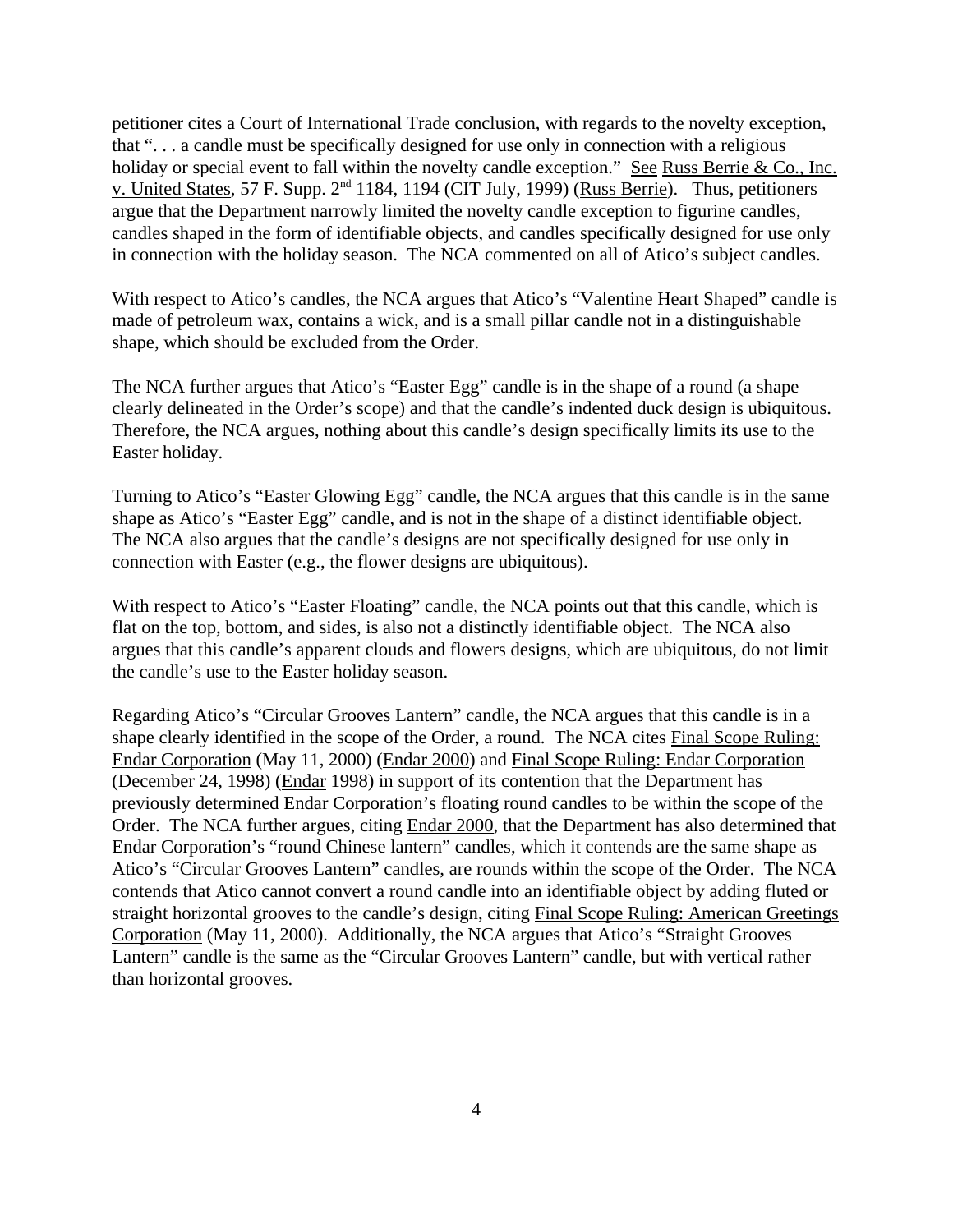petitioner cites a Court of International Trade conclusion, with regards to the novelty exception, that ". . . a candle must be specifically designed for use only in connection with a religious holiday or special event to fall within the novelty candle exception." See Russ Berrie & Co., Inc. v. United States, 57 F. Supp. 2nd 1184, 1194 (CIT July, 1999) (Russ Berrie). Thus, petitioners argue that the Department narrowly limited the novelty candle exception to figurine candles, candles shaped in the form of identifiable objects, and candles specifically designed for use only in connection with the holiday season. The NCA commented on all of Atico's subject candles.

With respect to Atico's candles, the NCA argues that Atico's "Valentine Heart Shaped" candle is made of petroleum wax, contains a wick, and is a small pillar candle not in a distinguishable shape, which should be excluded from the Order.

The NCA further argues that Atico's "Easter Egg" candle is in the shape of a round (a shape clearly delineated in the Order's scope) and that the candle's indented duck design is ubiquitous. Therefore, the NCA argues, nothing about this candle's design specifically limits its use to the Easter holiday.

Turning to Atico's "Easter Glowing Egg" candle, the NCA argues that this candle is in the same shape as Atico's "Easter Egg" candle, and is not in the shape of a distinct identifiable object. The NCA also argues that the candle's designs are not specifically designed for use only in connection with Easter (e.g., the flower designs are ubiquitous).

With respect to Atico's "Easter Floating" candle, the NCA points out that this candle, which is flat on the top, bottom, and sides, is also not a distinctly identifiable object. The NCA also argues that this candle's apparent clouds and flowers designs, which are ubiquitous, do not limit the candle's use to the Easter holiday season.

Regarding Atico's "Circular Grooves Lantern" candle, the NCA argues that this candle is in a shape clearly identified in the scope of the Order, a round. The NCA cites Final Scope Ruling: Endar Corporation (May 11, 2000) (Endar 2000) and Final Scope Ruling: Endar Corporation (December 24, 1998) (Endar 1998) in support of its contention that the Department has previously determined Endar Corporation's floating round candles to be within the scope of the Order. The NCA further argues, citing Endar 2000, that the Department has also determined that Endar Corporation's "round Chinese lantern" candles, which it contends are the same shape as Atico's "Circular Grooves Lantern" candles, are rounds within the scope of the Order. The NCA contends that Atico cannot convert a round candle into an identifiable object by adding fluted or straight horizontal grooves to the candle's design, citing Final Scope Ruling: American Greetings Corporation (May 11, 2000). Additionally, the NCA argues that Atico's "Straight Grooves Lantern" candle is the same as the "Circular Grooves Lantern" candle, but with vertical rather than horizontal grooves.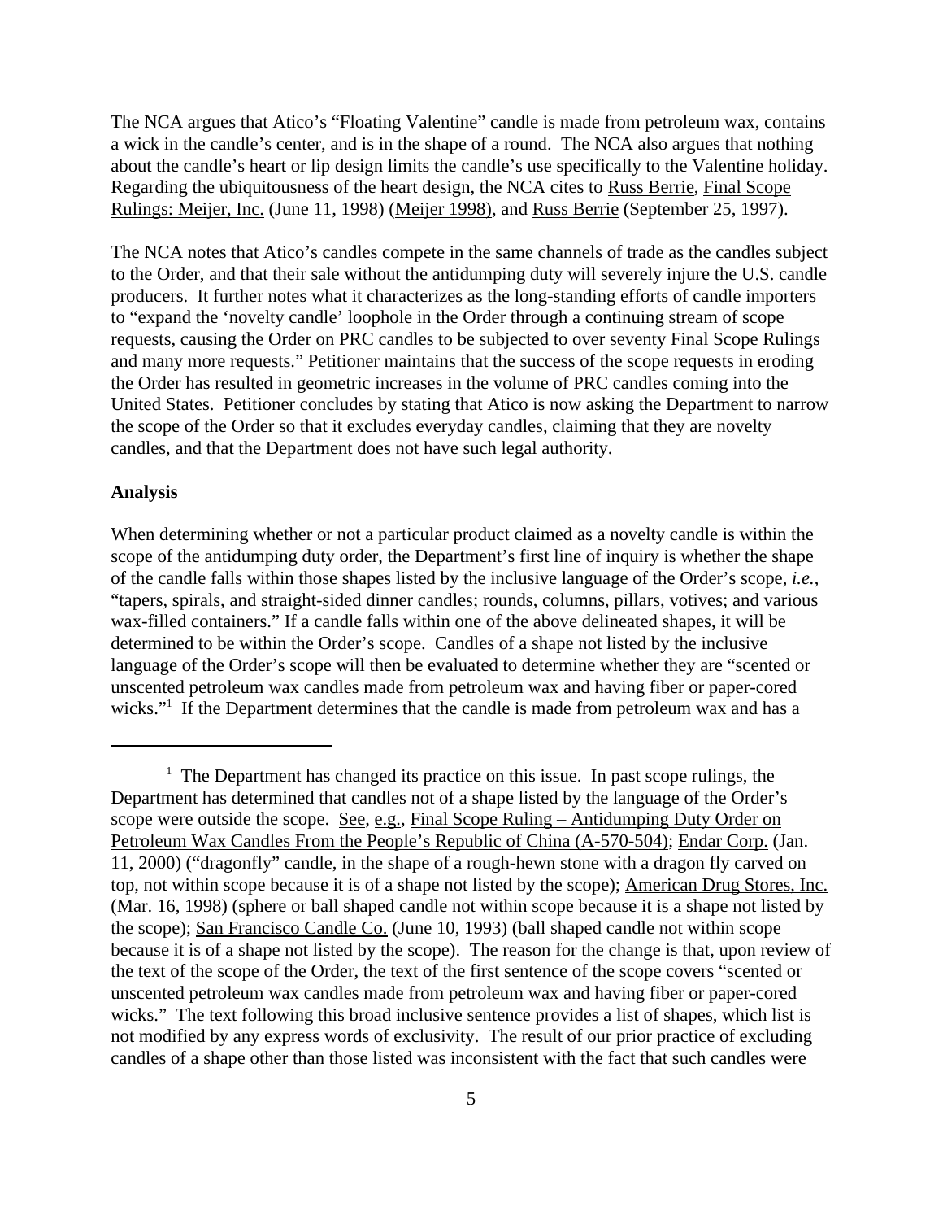The NCA argues that Atico's "Floating Valentine" candle is made from petroleum wax, contains a wick in the candle's center, and is in the shape of a round. The NCA also argues that nothing about the candle's heart or lip design limits the candle's use specifically to the Valentine holiday. Regarding the ubiquitousness of the heart design, the NCA cites to Russ Berrie, Final Scope Rulings: Meijer, Inc. (June 11, 1998) (Meijer 1998), and Russ Berrie (September 25, 1997).

The NCA notes that Atico's candles compete in the same channels of trade as the candles subject to the Order, and that their sale without the antidumping duty will severely injure the U.S. candle producers. It further notes what it characterizes as the long-standing efforts of candle importers to "expand the 'novelty candle' loophole in the Order through a continuing stream of scope requests, causing the Order on PRC candles to be subjected to over seventy Final Scope Rulings and many more requests." Petitioner maintains that the success of the scope requests in eroding the Order has resulted in geometric increases in the volume of PRC candles coming into the United States. Petitioner concludes by stating that Atico is now asking the Department to narrow the scope of the Order so that it excludes everyday candles, claiming that they are novelty candles, and that the Department does not have such legal authority.

**Analysis**

When determining whether or not a particular product claimed as a novelty candle is within the scope of the antidumping duty order, the Department's first line of inquiry is whether the shape of the candle falls within those shapes listed by the inclusive language of the Order's scope, *i.e.*, "tapers, spirals, and straight-sided dinner candles; rounds, columns, pillars, votives; and various wax-filled containers." If a candle falls within one of the above delineated shapes, it will be determined to be within the Order's scope. Candles of a shape not listed by the inclusive language of the Order's scope will then be evaluated to determine whether they are "scented or unscented petroleum wax candles made from petroleum wax and having fiber or paper-cored wicks."[1] If the Department determines that the candle is made from petroleum wax and has a

---

[1] The Department has changed its practice on this issue. In past scope rulings, the Department has determined that candles not of a shape listed by the language of the Order's scope were outside the scope. See, e.g., Final Scope Ruling – Antidumping Duty Order on Petroleum Wax Candles From the People's Republic of China (A-570-504); Endar Corp. (Jan. 11, 2000) ("dragonfly" candle, in the shape of a rough-hewn stone with a dragon fly carved on top, not within scope because it is of a shape not listed by the scope); American Drug Stores, Inc. (Mar. 16, 1998) (sphere or ball shaped candle not within scope because it is a shape not listed by the scope); San Francisco Candle Co. (June 10, 1993) (ball shaped candle not within scope because it is of a shape not listed by the scope). The reason for the change is that, upon review of the text of the scope of the Order, the text of the first sentence of the scope covers "scented or unscented petroleum wax candles made from petroleum wax and having fiber or paper-cored wicks." The text following this broad inclusive sentence provides a list of shapes, which list is not modified by any express words of exclusivity. The result of our prior practice of excluding candles of a shape other than those listed was inconsistent with the fact that such candles were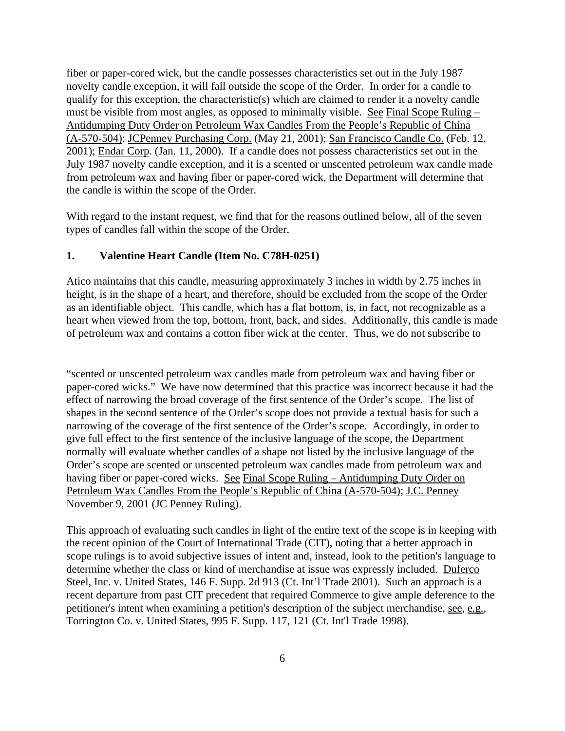fiber or paper-cored wick, but the candle possesses characteristics set out in the July 1987 novelty candle exception, it will fall outside the scope of the Order. In order for a candle to qualify for this exception, the characteristic(s) which are claimed to render it a novelty candle must be visible from most angles, as opposed to minimally visible. See Final Scope Ruling – Antidumping Duty Order on Petroleum Wax Candles From the People's Republic of China (A-570-504); JCPenney Purchasing Corp. (May 21, 2001); San Francisco Candle Co. (Feb. 12, 2001); Endar Corp. (Jan. 11, 2000). If a candle does not possess characteristics set out in the July 1987 novelty candle exception, and it is a scented or unscented petroleum wax candle made from petroleum wax and having fiber or paper-cored wick, the Department will determine that the candle is within the scope of the Order.

With regard to the instant request, we find that for the reasons outlined below, all of the seven types of candles fall within the scope of the Order.

**1. Valentine Heart Candle (Item No. C78H-0251)**

Atico maintains that this candle, measuring approximately 3 inches in width by 2.75 inches in height, is in the shape of a heart, and therefore, should be excluded from the scope of the Order as an identifiable object. This candle, which has a flat bottom, is, in fact, not recognizable as a heart when viewed from the top, bottom, front, back, and sides. Additionally, this candle is made of petroleum wax and contains a cotton fiber wick at the center. Thus, we do not subscribe to

---

"scented or unscented petroleum wax candles made from petroleum wax and having fiber or paper-cored wicks." We have now determined that this practice was incorrect because it had the effect of narrowing the broad coverage of the first sentence of the Order's scope. The list of shapes in the second sentence of the Order's scope does not provide a textual basis for such a narrowing of the coverage of the first sentence of the Order's scope. Accordingly, in order to give full effect to the first sentence of the inclusive language of the scope, the Department normally will evaluate whether candles of a shape not listed by the inclusive language of the Order's scope are scented or unscented petroleum wax candles made from petroleum wax and having fiber or paper-cored wicks. See Final Scope Ruling – Antidumping Duty Order on Petroleum Wax Candles From the People's Republic of China (A-570-504); J.C. Penney November 9, 2001 (JC Penney Ruling).

This approach of evaluating such candles in light of the entire text of the scope is in keeping with the recent opinion of the Court of International Trade (CIT), noting that a better approach in scope rulings is to avoid subjective issues of intent and, instead, look to the petition's language to determine whether the class or kind of merchandise at issue was expressly included. Duferco Steel, Inc. v. United States, 146 F. Supp. 2d 913 (Ct. Int'l Trade 2001). Such an approach is a recent departure from past CIT precedent that required Commerce to give ample deference to the petitioner's intent when examining a petition's description of the subject merchandise, see, e.g., Torrington Co. v. United States, 995 F. Supp. 117, 121 (Ct. Int'l Trade 1998).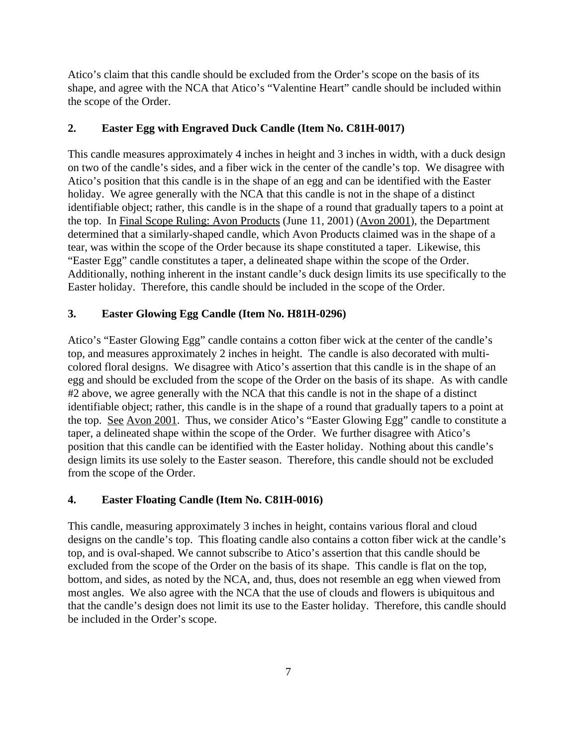Atico's claim that this candle should be excluded from the Order's scope on the basis of its shape, and agree with the NCA that Atico's "Valentine Heart" candle should be included within the scope of the Order.

### 2. Easter Egg with Engraved Duck Candle (Item No. C81H-0017)

This candle measures approximately 4 inches in height and 3 inches in width, with a duck design on two of the candle's sides, and a fiber wick in the center of the candle's top. We disagree with Atico's position that this candle is in the shape of an egg and can be identified with the Easter holiday. We agree generally with the NCA that this candle is not in the shape of a distinct identifiable object; rather, this candle is in the shape of a round that gradually tapers to a point at the top. In Final Scope Ruling: Avon Products (June 11, 2001) (Avon 2001), the Department determined that a similarly-shaped candle, which Avon Products claimed was in the shape of a tear, was within the scope of the Order because its shape constituted a taper. Likewise, this "Easter Egg" candle constitutes a taper, a delineated shape within the scope of the Order. Additionally, nothing inherent in the instant candle's duck design limits its use specifically to the Easter holiday. Therefore, this candle should be included in the scope of the Order.

### 3. Easter Glowing Egg Candle (Item No. H81H-0296)

Atico's "Easter Glowing Egg" candle contains a cotton fiber wick at the center of the candle's top, and measures approximately 2 inches in height. The candle is also decorated with multi-colored floral designs. We disagree with Atico's assertion that this candle is in the shape of an egg and should be excluded from the scope of the Order on the basis of its shape. As with candle #2 above, we agree generally with the NCA that this candle is not in the shape of a distinct identifiable object; rather, this candle is in the shape of a round that gradually tapers to a point at the top. See Avon 2001. Thus, we consider Atico's "Easter Glowing Egg" candle to constitute a taper, a delineated shape within the scope of the Order. We further disagree with Atico's position that this candle can be identified with the Easter holiday. Nothing about this candle's design limits its use solely to the Easter season. Therefore, this candle should not be excluded from the scope of the Order.

### 4. Easter Floating Candle (Item No. C81H-0016)

This candle, measuring approximately 3 inches in height, contains various floral and cloud designs on the candle's top. This floating candle also contains a cotton fiber wick at the candle's top, and is oval-shaped. We cannot subscribe to Atico's assertion that this candle should be excluded from the scope of the Order on the basis of its shape. This candle is flat on the top, bottom, and sides, as noted by the NCA, and, thus, does not resemble an egg when viewed from most angles. We also agree with the NCA that the use of clouds and flowers is ubiquitous and that the candle's design does not limit its use to the Easter holiday. Therefore, this candle should be included in the Order's scope.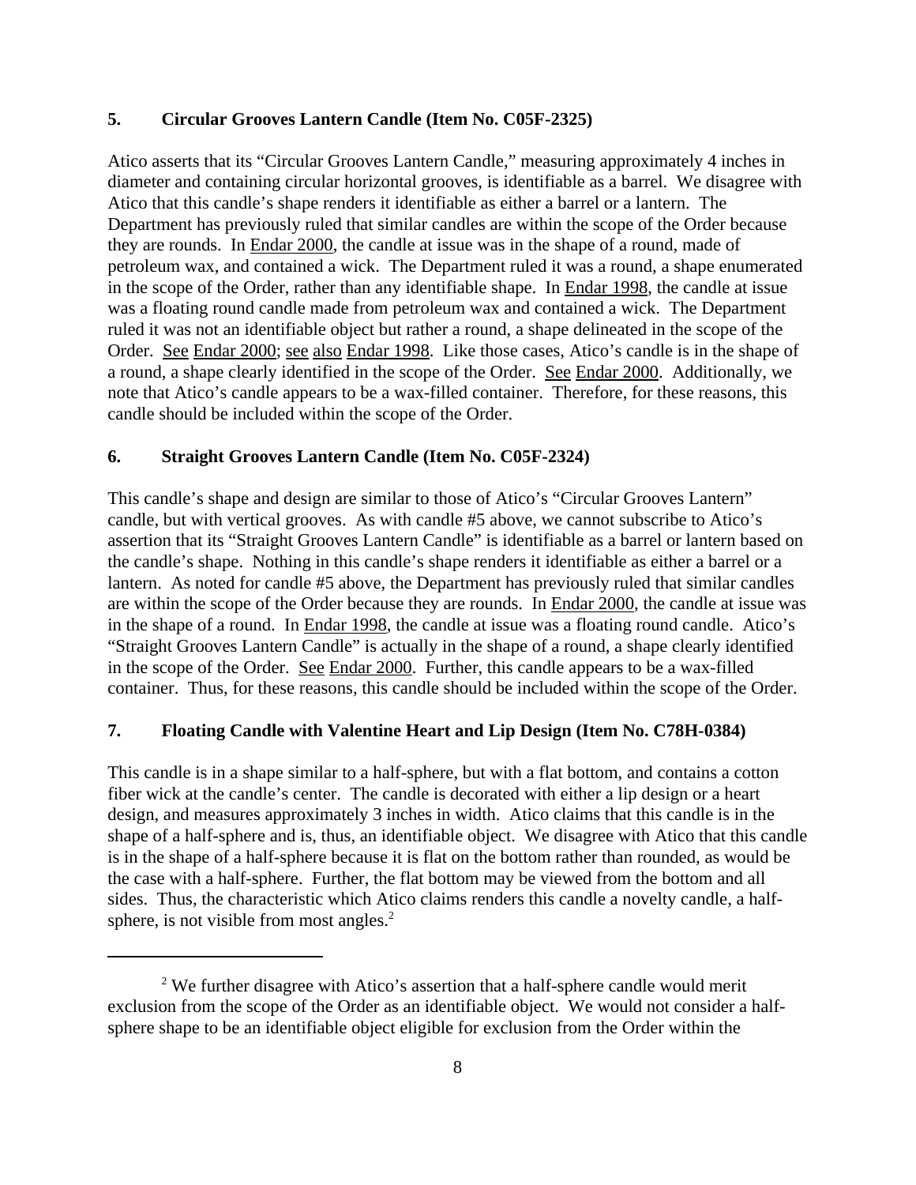**5. Circular Grooves Lantern Candle (Item No. C05F-2325)**

Atico asserts that its "Circular Grooves Lantern Candle," measuring approximately 4 inches in diameter and containing circular horizontal grooves, is identifiable as a barrel. We disagree with Atico that this candle's shape renders it identifiable as either a barrel or a lantern. The Department has previously ruled that similar candles are within the scope of the Order because they are rounds. In Endar 2000, the candle at issue was in the shape of a round, made of petroleum wax, and contained a wick. The Department ruled it was a round, a shape enumerated in the scope of the Order, rather than any identifiable shape. In Endar 1998, the candle at issue was a floating round candle made from petroleum wax and contained a wick. The Department ruled it was not an identifiable object but rather a round, a shape delineated in the scope of the Order. See Endar 2000; see also Endar 1998. Like those cases, Atico's candle is in the shape of a round, a shape clearly identified in the scope of the Order. See Endar 2000. Additionally, we note that Atico's candle appears to be a wax-filled container. Therefore, for these reasons, this candle should be included within the scope of the Order.

**6. Straight Grooves Lantern Candle (Item No. C05F-2324)**

This candle's shape and design are similar to those of Atico's "Circular Grooves Lantern" candle, but with vertical grooves. As with candle #5 above, we cannot subscribe to Atico's assertion that its "Straight Grooves Lantern Candle" is identifiable as a barrel or lantern based on the candle's shape. Nothing in this candle's shape renders it identifiable as either a barrel or a lantern. As noted for candle #5 above, the Department has previously ruled that similar candles are within the scope of the Order because they are rounds. In Endar 2000, the candle at issue was in the shape of a round. In Endar 1998, the candle at issue was a floating round candle. Atico's "Straight Grooves Lantern Candle" is actually in the shape of a round, a shape clearly identified in the scope of the Order. See Endar 2000. Further, this candle appears to be a wax-filled container. Thus, for these reasons, this candle should be included within the scope of the Order.

**7. Floating Candle with Valentine Heart and Lip Design (Item No. C78H-0384)**

This candle is in a shape similar to a half-sphere, but with a flat bottom, and contains a cotton fiber wick at the candle's center. The candle is decorated with either a lip design or a heart design, and measures approximately 3 inches in width. Atico claims that this candle is in the shape of a half-sphere and is, thus, an identifiable object. We disagree with Atico that this candle is in the shape of a half-sphere because it is flat on the bottom rather than rounded, as would be the case with a half-sphere. Further, the flat bottom may be viewed from the bottom and all sides. Thus, the characteristic which Atico claims renders this candle a novelty candle, a half-sphere, is not visible from most angles.[2]

---

[2] We further disagree with Atico's assertion that a half-sphere candle would merit exclusion from the scope of the Order as an identifiable object. We would not consider a half-sphere shape to be an identifiable object eligible for exclusion from the Order within the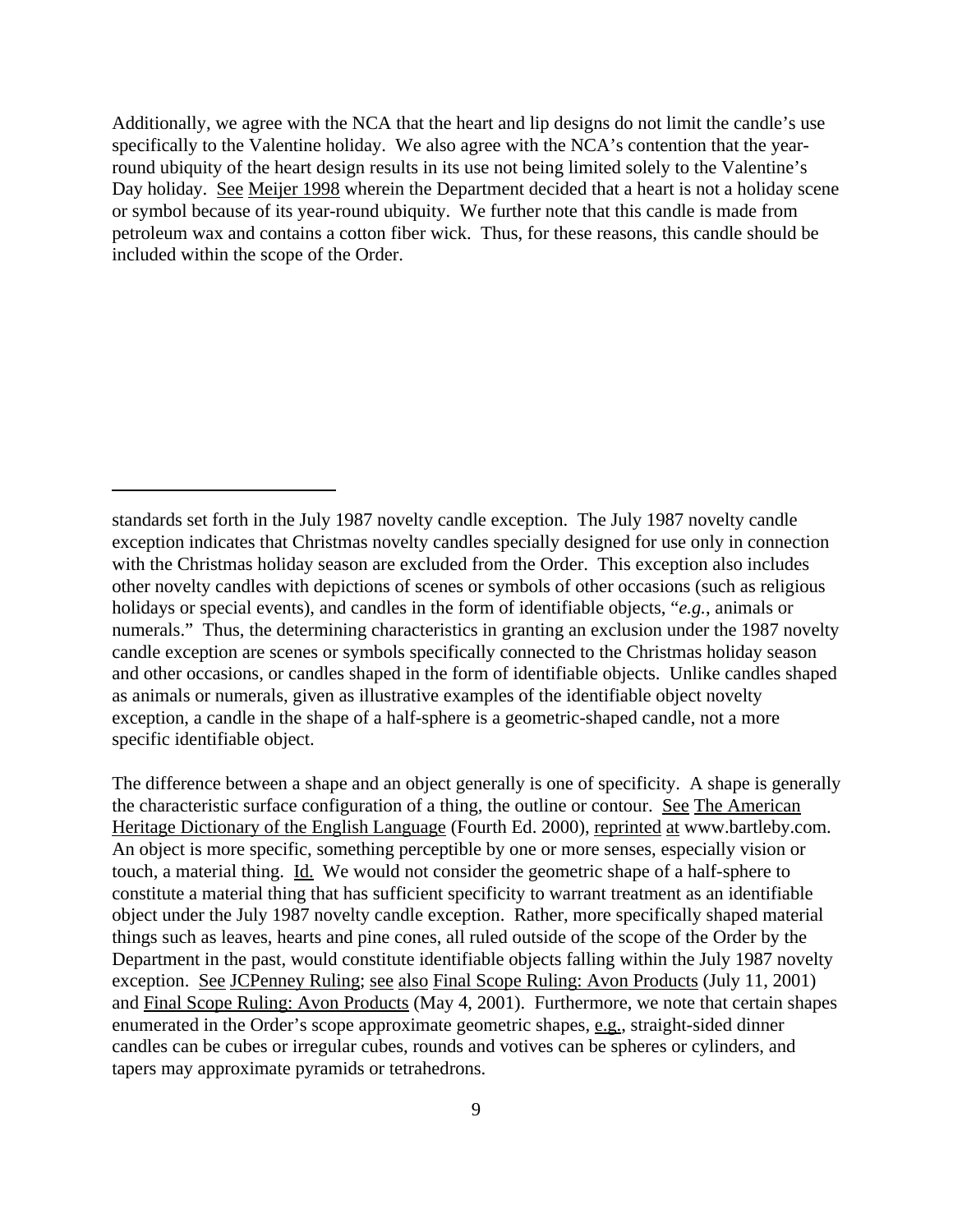Additionally, we agree with the NCA that the heart and lip designs do not limit the candle's use specifically to the Valentine holiday. We also agree with the NCA's contention that the year-round ubiquity of the heart design results in its use not being limited solely to the Valentine's Day holiday. See Meijer 1998 wherein the Department decided that a heart is not a holiday scene or symbol because of its year-round ubiquity. We further note that this candle is made from petroleum wax and contains a cotton fiber wick. Thus, for these reasons, this candle should be included within the scope of the Order.

---

standards set forth in the July 1987 novelty candle exception. The July 1987 novelty candle exception indicates that Christmas novelty candles specially designed for use only in connection with the Christmas holiday season are excluded from the Order. This exception also includes other novelty candles with depictions of scenes or symbols of other occasions (such as religious holidays or special events), and candles in the form of identifiable objects, "*e.g.*, animals or numerals." Thus, the determining characteristics in granting an exclusion under the 1987 novelty candle exception are scenes or symbols specifically connected to the Christmas holiday season and other occasions, or candles shaped in the form of identifiable objects. Unlike candles shaped as animals or numerals, given as illustrative examples of the identifiable object novelty exception, a candle in the shape of a half-sphere is a geometric-shaped candle, not a more specific identifiable object.

The difference between a shape and an object generally is one of specificity. A shape is generally the characteristic surface configuration of a thing, the outline or contour. See The American Heritage Dictionary of the English Language (Fourth Ed. 2000), reprinted at www.bartleby.com. An object is more specific, something perceptible by one or more senses, especially vision or touch, a material thing. Id. We would not consider the geometric shape of a half-sphere to constitute a material thing that has sufficient specificity to warrant treatment as an identifiable object under the July 1987 novelty candle exception. Rather, more specifically shaped material things such as leaves, hearts and pine cones, all ruled outside of the scope of the Order by the Department in the past, would constitute identifiable objects falling within the July 1987 novelty exception. See JCPenney Ruling; see also Final Scope Ruling: Avon Products (July 11, 2001) and Final Scope Ruling: Avon Products (May 4, 2001). Furthermore, we note that certain shapes enumerated in the Order's scope approximate geometric shapes, e.g., straight-sided dinner candles can be cubes or irregular cubes, rounds and votives can be spheres or cylinders, and tapers may approximate pyramids or tetrahedrons.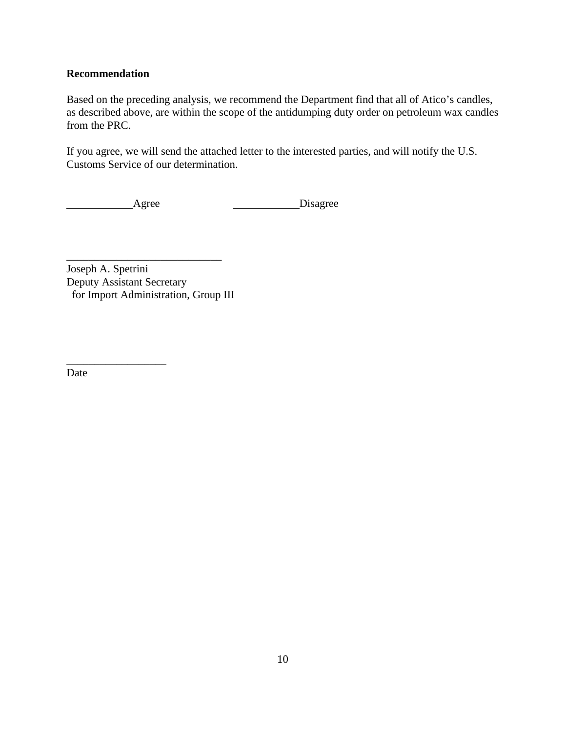**Recommendation**

Based on the preceding analysis, we recommend the Department find that all of Atico's candles, as described above, are within the scope of the antidumping duty order on petroleum wax candles from the PRC.

If you agree, we will send the attached letter to the interested parties, and will notify the U.S. Customs Service of our determination.

\_\_\_\_\_\_\_\_\_\_\_\_Agree \_\_\_\_\_\_\_\_\_\_\_\_Disagree

\_\_\_\_\_\_\_\_\_\_\_\_\_\_\_\_\_\_\_\_\_\_\_\_\_\_\_\_

Joseph A. Spetrini
Deputy Assistant Secretary
for Import Administration, Group III

\_\_\_\_\_\_\_\_\_\_\_\_\_\_\_\_\_\_

Date